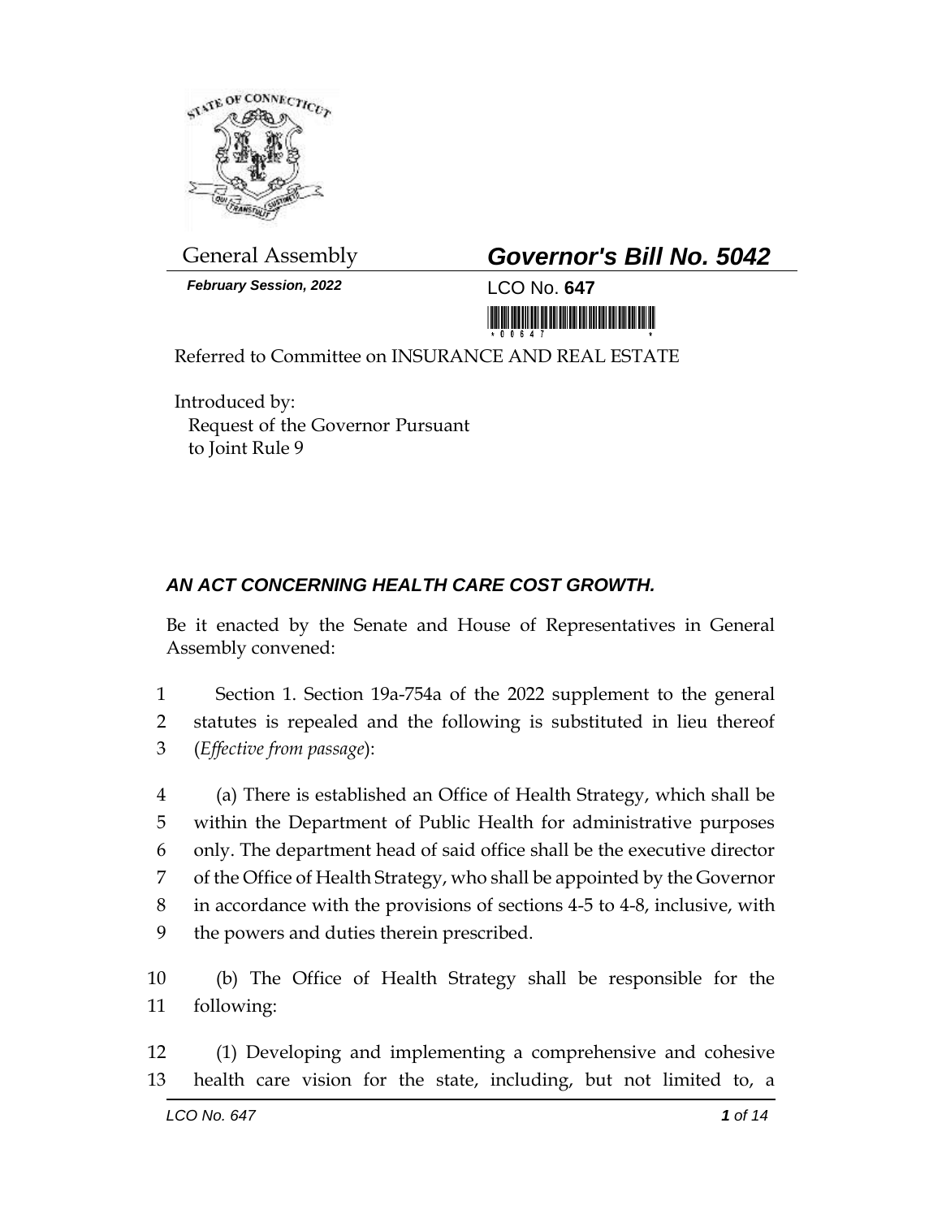General Assembly

***February Session, 2022***

# *Governor's Bill No. 5042*

LCO No. **647**

Referred to Committee on INSURANCE AND REAL ESTATE

Introduced by:
Request of the Governor Pursuant to Joint Rule 9

## *AN ACT CONCERNING HEALTH CARE COST GROWTH.*

Be it enacted by the Senate and House of Representatives in General Assembly convened:

1 Section 1. Section 19a-754a of the 2022 supplement to the general
2 statutes is repealed and the following is substituted in lieu thereof
3 (*Effective from passage*):

4 (a) There is established an Office of Health Strategy, which shall be
5 within the Department of Public Health for administrative purposes
6 only. The department head of said office shall be the executive director
7 of the Office of Health Strategy, who shall be appointed by the Governor
8 in accordance with the provisions of sections 4-5 to 4-8, inclusive, with
9 the powers and duties therein prescribed.

10 (b) The Office of Health Strategy shall be responsible for the
11 following:

12 (1) Developing and implementing a comprehensive and cohesive
13 health care vision for the state, including, but not limited to, a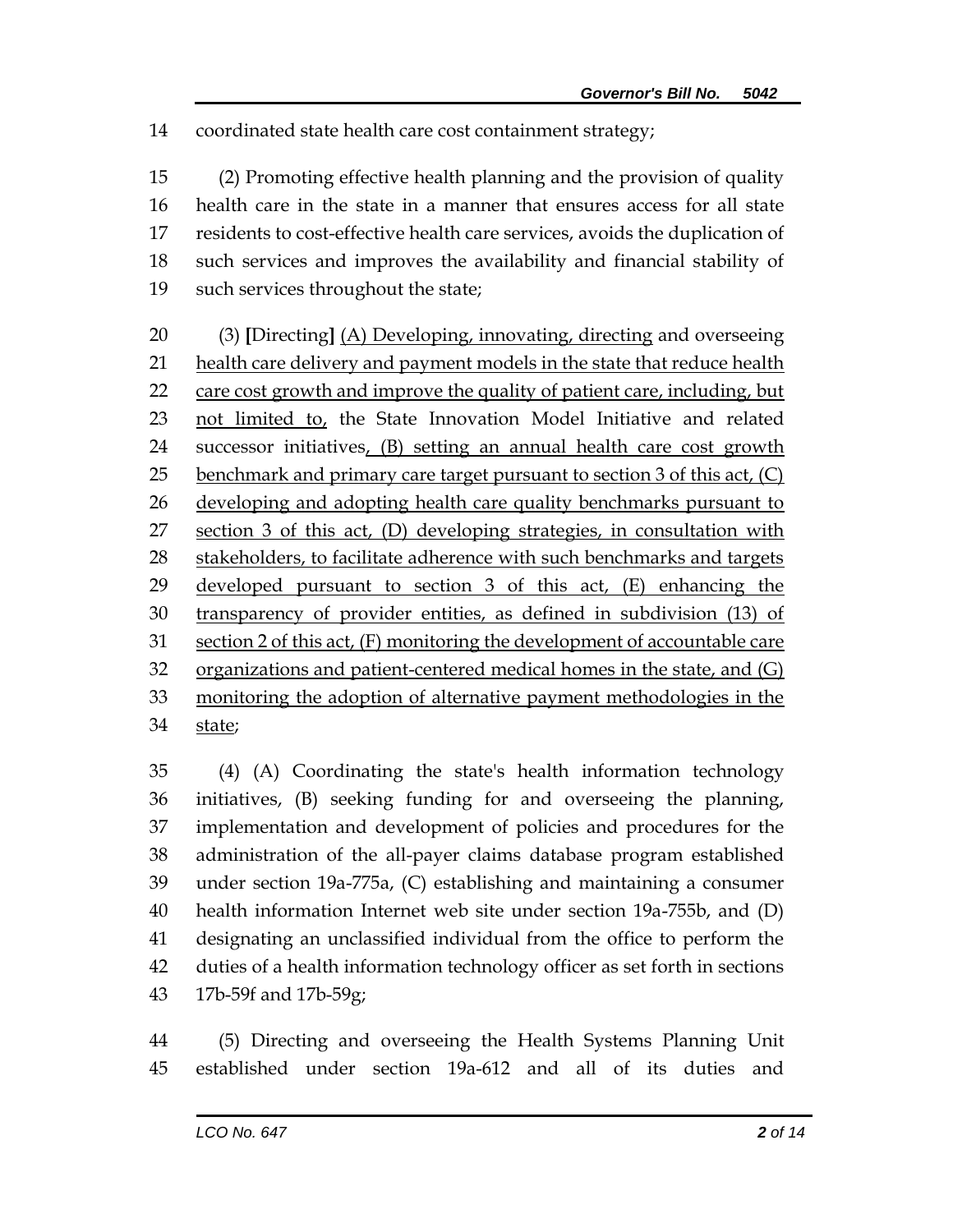coordinated state health care cost containment strategy;

(2) Promoting effective health planning and the provision of quality health care in the state in a manner that ensures access for all state residents to cost-effective health care services, avoids the duplication of such services and improves the availability and financial stability of such services throughout the state;

(3) [Directing] <u>(A) Developing, innovating, directing</u> and overseeing <u>health care delivery and payment models in the state that reduce health care cost growth and improve the quality of patient care, including, but not limited to,</u> the State Innovation Model Initiative and related successor initiatives<u>, (B) setting an annual health care cost growth benchmark and primary care target pursuant to section 3 of this act, (C) developing and adopting health care quality benchmarks pursuant to section 3 of this act, (D) developing strategies, in consultation with stakeholders, to facilitate adherence with such benchmarks and targets developed pursuant to section 3 of this act, (E) enhancing the transparency of provider entities, as defined in subdivision (13) of section 2 of this act, (F) monitoring the development of accountable care organizations and patient-centered medical homes in the state, and (G) monitoring the adoption of alternative payment methodologies in the state</u>;

(4) (A) Coordinating the state's health information technology initiatives, (B) seeking funding for and overseeing the planning, implementation and development of policies and procedures for the administration of the all-payer claims database program established under section 19a-775a, (C) establishing and maintaining a consumer health information Internet web site under section 19a-755b, and (D) designating an unclassified individual from the office to perform the duties of a health information technology officer as set forth in sections 17b-59f and 17b-59g;

(5) Directing and overseeing the Health Systems Planning Unit established under section 19a-612 and all of its duties and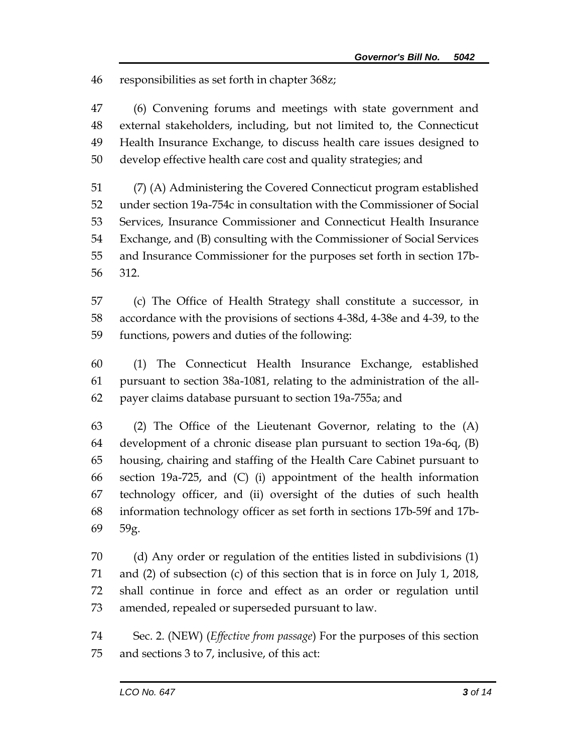responsibilities as set forth in chapter 368z;

(6) Convening forums and meetings with state government and external stakeholders, including, but not limited to, the Connecticut Health Insurance Exchange, to discuss health care issues designed to develop effective health care cost and quality strategies; and

(7) (A) Administering the Covered Connecticut program established under section 19a-754c in consultation with the Commissioner of Social Services, Insurance Commissioner and Connecticut Health Insurance Exchange, and (B) consulting with the Commissioner of Social Services and Insurance Commissioner for the purposes set forth in section 17b-312.

(c) The Office of Health Strategy shall constitute a successor, in accordance with the provisions of sections 4-38d, 4-38e and 4-39, to the functions, powers and duties of the following:

(1) The Connecticut Health Insurance Exchange, established pursuant to section 38a-1081, relating to the administration of the all-payer claims database pursuant to section 19a-755a; and

(2) The Office of the Lieutenant Governor, relating to the (A) development of a chronic disease plan pursuant to section 19a-6q, (B) housing, chairing and staffing of the Health Care Cabinet pursuant to section 19a-725, and (C) (i) appointment of the health information technology officer, and (ii) oversight of the duties of such health information technology officer as set forth in sections 17b-59f and 17b-59g.

(d) Any order or regulation of the entities listed in subdivisions (1) and (2) of subsection (c) of this section that is in force on July 1, 2018, shall continue in force and effect as an order or regulation until amended, repealed or superseded pursuant to law.

Sec. 2. (NEW) (*Effective from passage*) For the purposes of this section and sections 3 to 7, inclusive, of this act: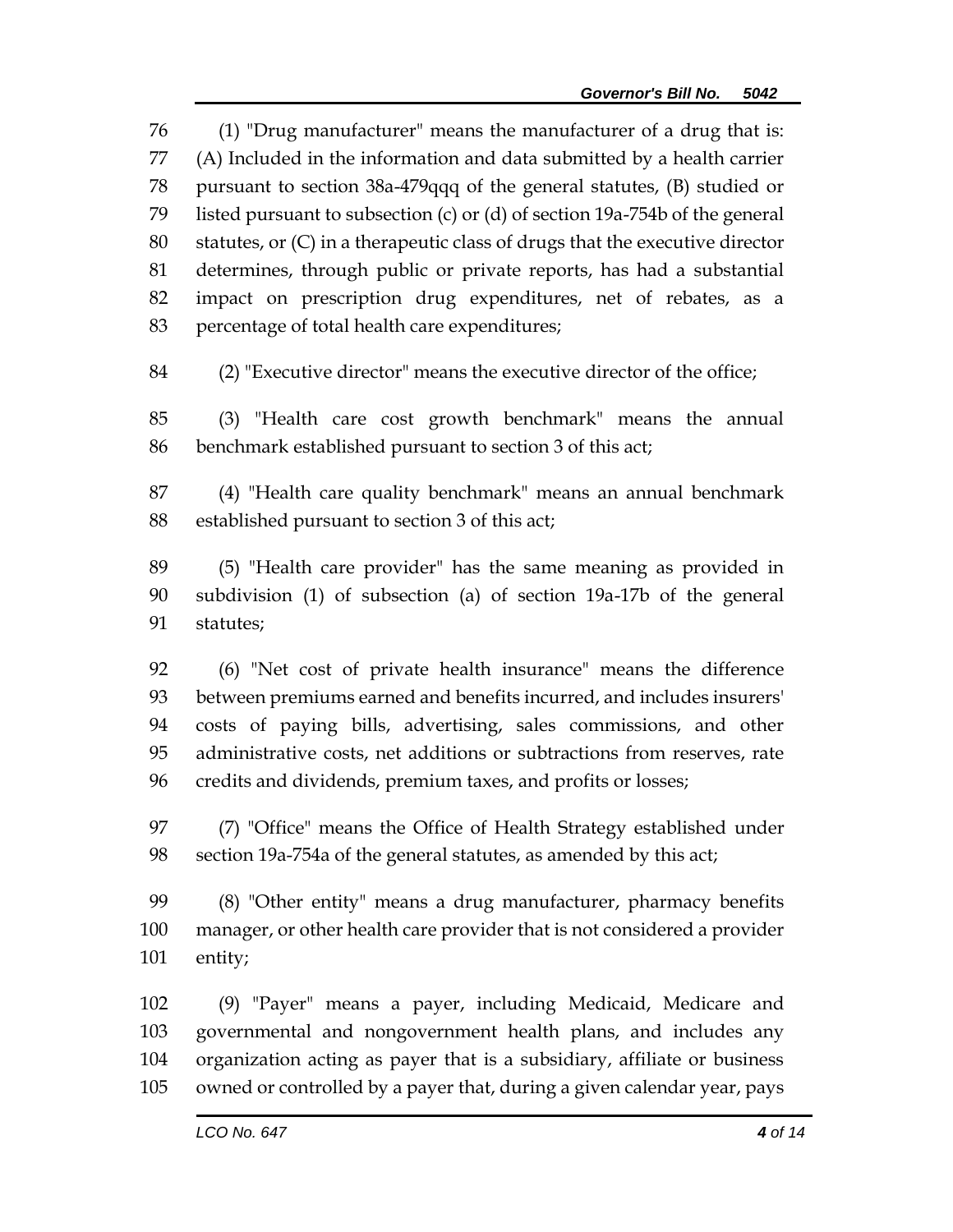(1) "Drug manufacturer" means the manufacturer of a drug that is: (A) Included in the information and data submitted by a health carrier pursuant to section 38a-479qqq of the general statutes, (B) studied or listed pursuant to subsection (c) or (d) of section 19a-754b of the general statutes, or (C) in a therapeutic class of drugs that the executive director determines, through public or private reports, has had a substantial impact on prescription drug expenditures, net of rebates, as a percentage of total health care expenditures;

(2) "Executive director" means the executive director of the office;

(3) "Health care cost growth benchmark" means the annual benchmark established pursuant to section 3 of this act;

(4) "Health care quality benchmark" means an annual benchmark established pursuant to section 3 of this act;

(5) "Health care provider" has the same meaning as provided in subdivision (1) of subsection (a) of section 19a-17b of the general statutes;

(6) "Net cost of private health insurance" means the difference between premiums earned and benefits incurred, and includes insurers' costs of paying bills, advertising, sales commissions, and other administrative costs, net additions or subtractions from reserves, rate credits and dividends, premium taxes, and profits or losses;

(7) "Office" means the Office of Health Strategy established under section 19a-754a of the general statutes, as amended by this act;

(8) "Other entity" means a drug manufacturer, pharmacy benefits manager, or other health care provider that is not considered a provider entity;

(9) "Payer" means a payer, including Medicaid, Medicare and governmental and nongovernment health plans, and includes any organization acting as payer that is a subsidiary, affiliate or business owned or controlled by a payer that, during a given calendar year, pays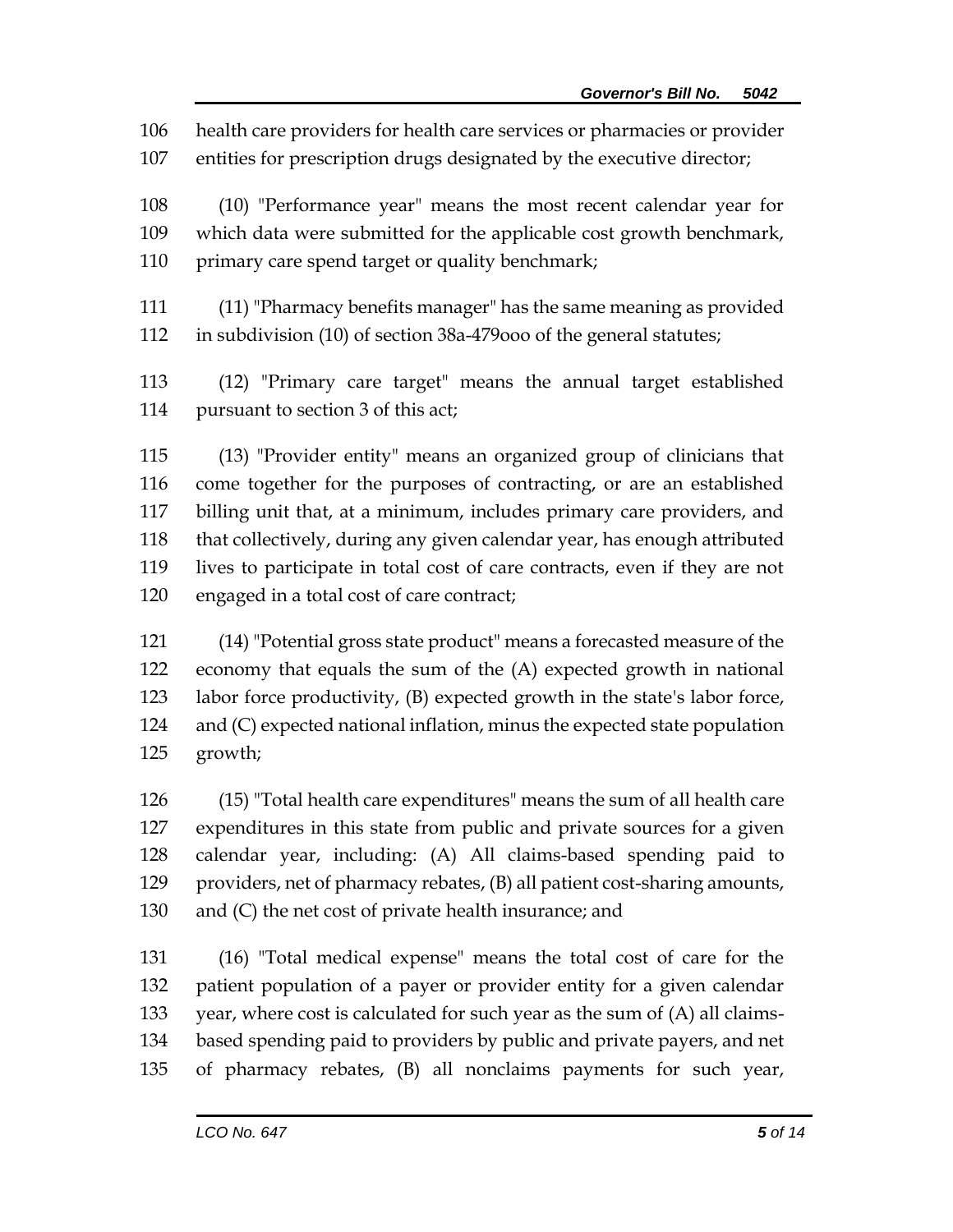health care providers for health care services or pharmacies or provider entities for prescription drugs designated by the executive director;

(10) "Performance year" means the most recent calendar year for which data were submitted for the applicable cost growth benchmark, primary care spend target or quality benchmark;

(11) "Pharmacy benefits manager" has the same meaning as provided in subdivision (10) of section 38a-479ooo of the general statutes;

(12) "Primary care target" means the annual target established pursuant to section 3 of this act;

(13) "Provider entity" means an organized group of clinicians that come together for the purposes of contracting, or are an established billing unit that, at a minimum, includes primary care providers, and that collectively, during any given calendar year, has enough attributed lives to participate in total cost of care contracts, even if they are not engaged in a total cost of care contract;

(14) "Potential gross state product" means a forecasted measure of the economy that equals the sum of the (A) expected growth in national labor force productivity, (B) expected growth in the state's labor force, and (C) expected national inflation, minus the expected state population growth;

(15) "Total health care expenditures" means the sum of all health care expenditures in this state from public and private sources for a given calendar year, including: (A) All claims-based spending paid to providers, net of pharmacy rebates, (B) all patient cost-sharing amounts, and (C) the net cost of private health insurance; and

(16) "Total medical expense" means the total cost of care for the patient population of a payer or provider entity for a given calendar year, where cost is calculated for such year as the sum of (A) all claims-based spending paid to providers by public and private payers, and net of pharmacy rebates, (B) all nonclaims payments for such year,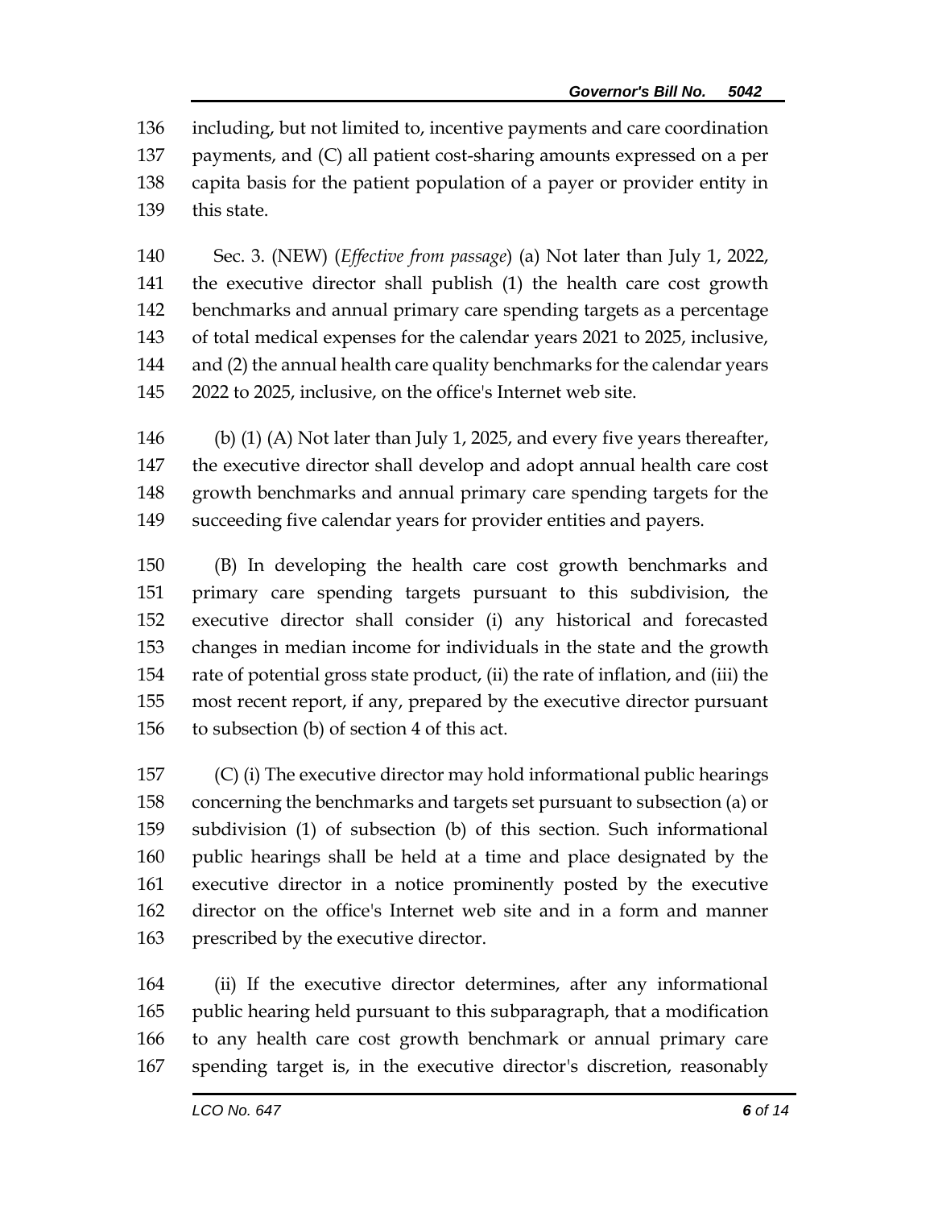including, but not limited to, incentive payments and care coordination payments, and (C) all patient cost-sharing amounts expressed on a per capita basis for the patient population of a payer or provider entity in this state.

Sec. 3. (NEW) (*Effective from passage*) (a) Not later than July 1, 2022, the executive director shall publish (1) the health care cost growth benchmarks and annual primary care spending targets as a percentage of total medical expenses for the calendar years 2021 to 2025, inclusive, and (2) the annual health care quality benchmarks for the calendar years 2022 to 2025, inclusive, on the office's Internet web site.

(b) (1) (A) Not later than July 1, 2025, and every five years thereafter, the executive director shall develop and adopt annual health care cost growth benchmarks and annual primary care spending targets for the succeeding five calendar years for provider entities and payers.

(B) In developing the health care cost growth benchmarks and primary care spending targets pursuant to this subdivision, the executive director shall consider (i) any historical and forecasted changes in median income for individuals in the state and the growth rate of potential gross state product, (ii) the rate of inflation, and (iii) the most recent report, if any, prepared by the executive director pursuant to subsection (b) of section 4 of this act.

(C) (i) The executive director may hold informational public hearings concerning the benchmarks and targets set pursuant to subsection (a) or subdivision (1) of subsection (b) of this section. Such informational public hearings shall be held at a time and place designated by the executive director in a notice prominently posted by the executive director on the office's Internet web site and in a form and manner prescribed by the executive director.

(ii) If the executive director determines, after any informational public hearing held pursuant to this subparagraph, that a modification to any health care cost growth benchmark or annual primary care spending target is, in the executive director's discretion, reasonably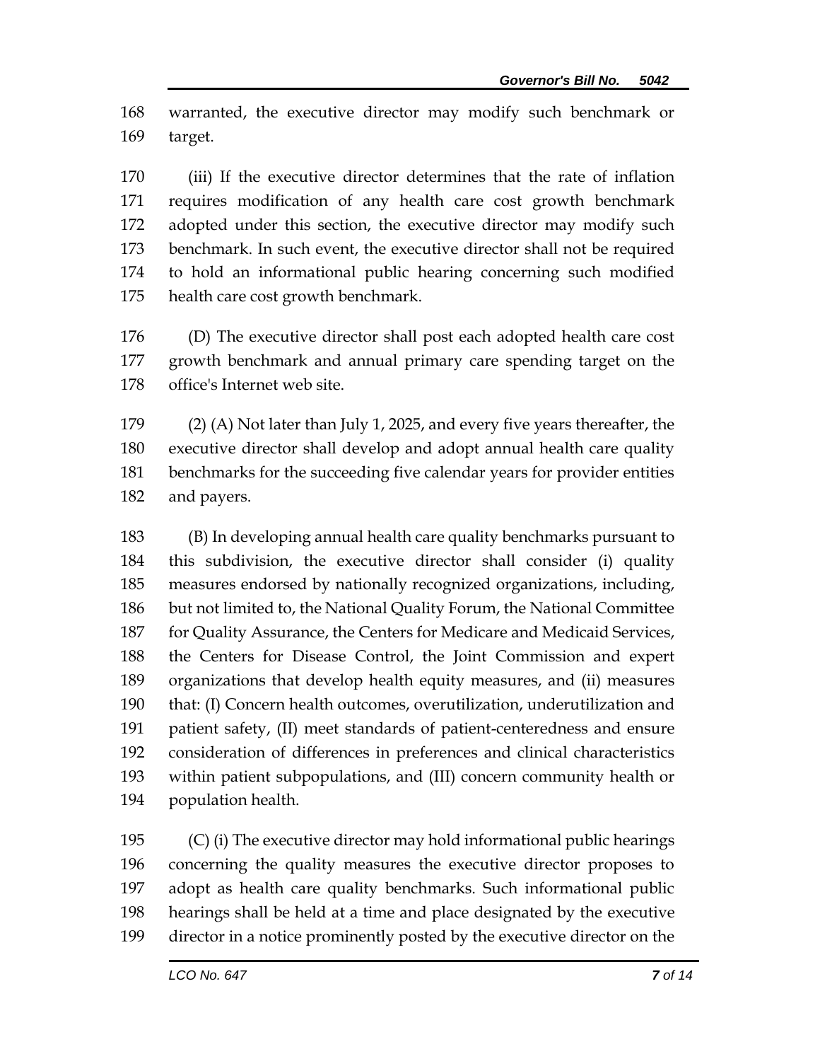warranted, the executive director may modify such benchmark or target.

(iii) If the executive director determines that the rate of inflation requires modification of any health care cost growth benchmark adopted under this section, the executive director may modify such benchmark. In such event, the executive director shall not be required to hold an informational public hearing concerning such modified health care cost growth benchmark.

(D) The executive director shall post each adopted health care cost growth benchmark and annual primary care spending target on the office's Internet web site.

(2) (A) Not later than July 1, 2025, and every five years thereafter, the executive director shall develop and adopt annual health care quality benchmarks for the succeeding five calendar years for provider entities and payers.

(B) In developing annual health care quality benchmarks pursuant to this subdivision, the executive director shall consider (i) quality measures endorsed by nationally recognized organizations, including, but not limited to, the National Quality Forum, the National Committee for Quality Assurance, the Centers for Medicare and Medicaid Services, the Centers for Disease Control, the Joint Commission and expert organizations that develop health equity measures, and (ii) measures that: (I) Concern health outcomes, overutilization, underutilization and patient safety, (II) meet standards of patient-centeredness and ensure consideration of differences in preferences and clinical characteristics within patient subpopulations, and (III) concern community health or population health.

(C) (i) The executive director may hold informational public hearings concerning the quality measures the executive director proposes to adopt as health care quality benchmarks. Such informational public hearings shall be held at a time and place designated by the executive director in a notice prominently posted by the executive director on the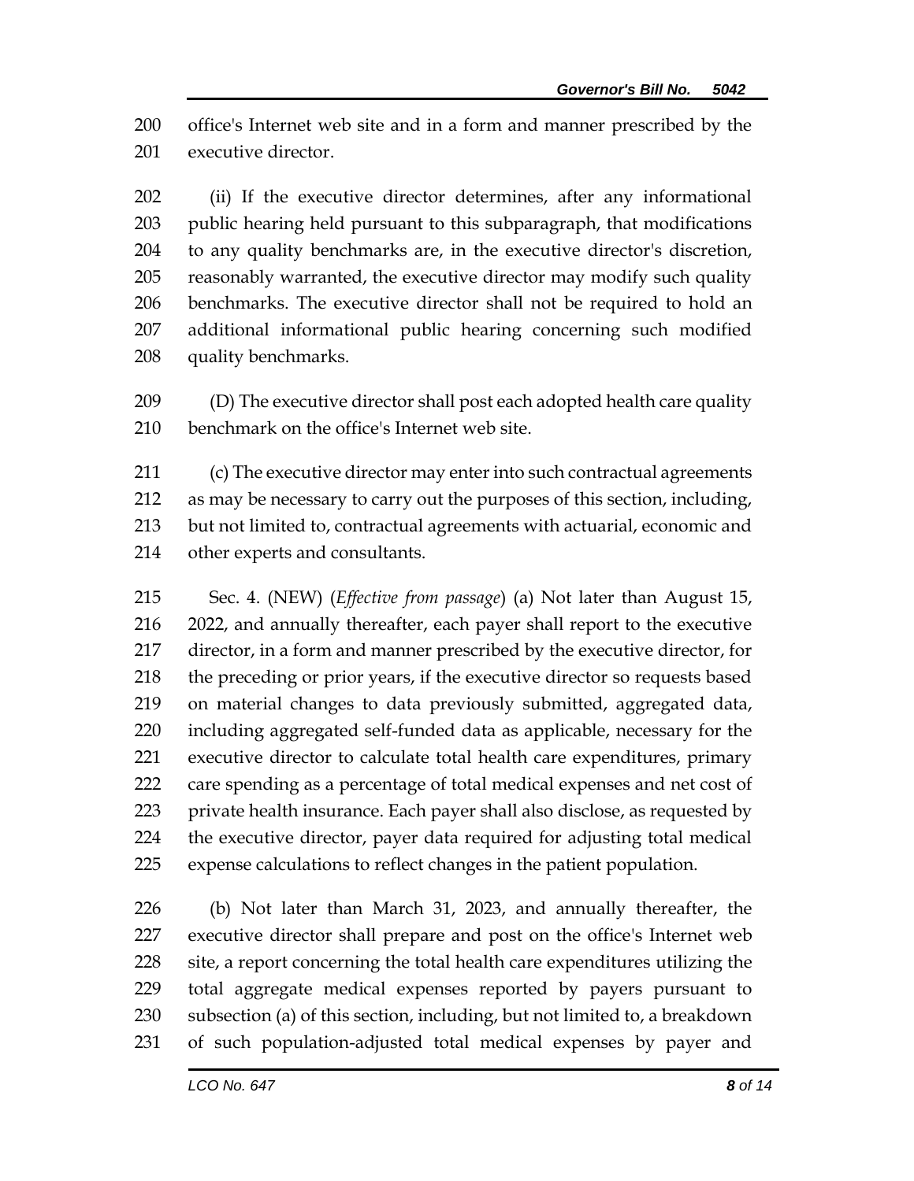office's Internet web site and in a form and manner prescribed by the executive director.

(ii) If the executive director determines, after any informational public hearing held pursuant to this subparagraph, that modifications to any quality benchmarks are, in the executive director's discretion, reasonably warranted, the executive director may modify such quality benchmarks. The executive director shall not be required to hold an additional informational public hearing concerning such modified quality benchmarks.

(D) The executive director shall post each adopted health care quality benchmark on the office's Internet web site.

(c) The executive director may enter into such contractual agreements as may be necessary to carry out the purposes of this section, including, but not limited to, contractual agreements with actuarial, economic and other experts and consultants.

Sec. 4. (NEW) (*Effective from passage*) (a) Not later than August 15, 2022, and annually thereafter, each payer shall report to the executive director, in a form and manner prescribed by the executive director, for the preceding or prior years, if the executive director so requests based on material changes to data previously submitted, aggregated data, including aggregated self-funded data as applicable, necessary for the executive director to calculate total health care expenditures, primary care spending as a percentage of total medical expenses and net cost of private health insurance. Each payer shall also disclose, as requested by the executive director, payer data required for adjusting total medical expense calculations to reflect changes in the patient population.

(b) Not later than March 31, 2023, and annually thereafter, the executive director shall prepare and post on the office's Internet web site, a report concerning the total health care expenditures utilizing the total aggregate medical expenses reported by payers pursuant to subsection (a) of this section, including, but not limited to, a breakdown of such population-adjusted total medical expenses by payer and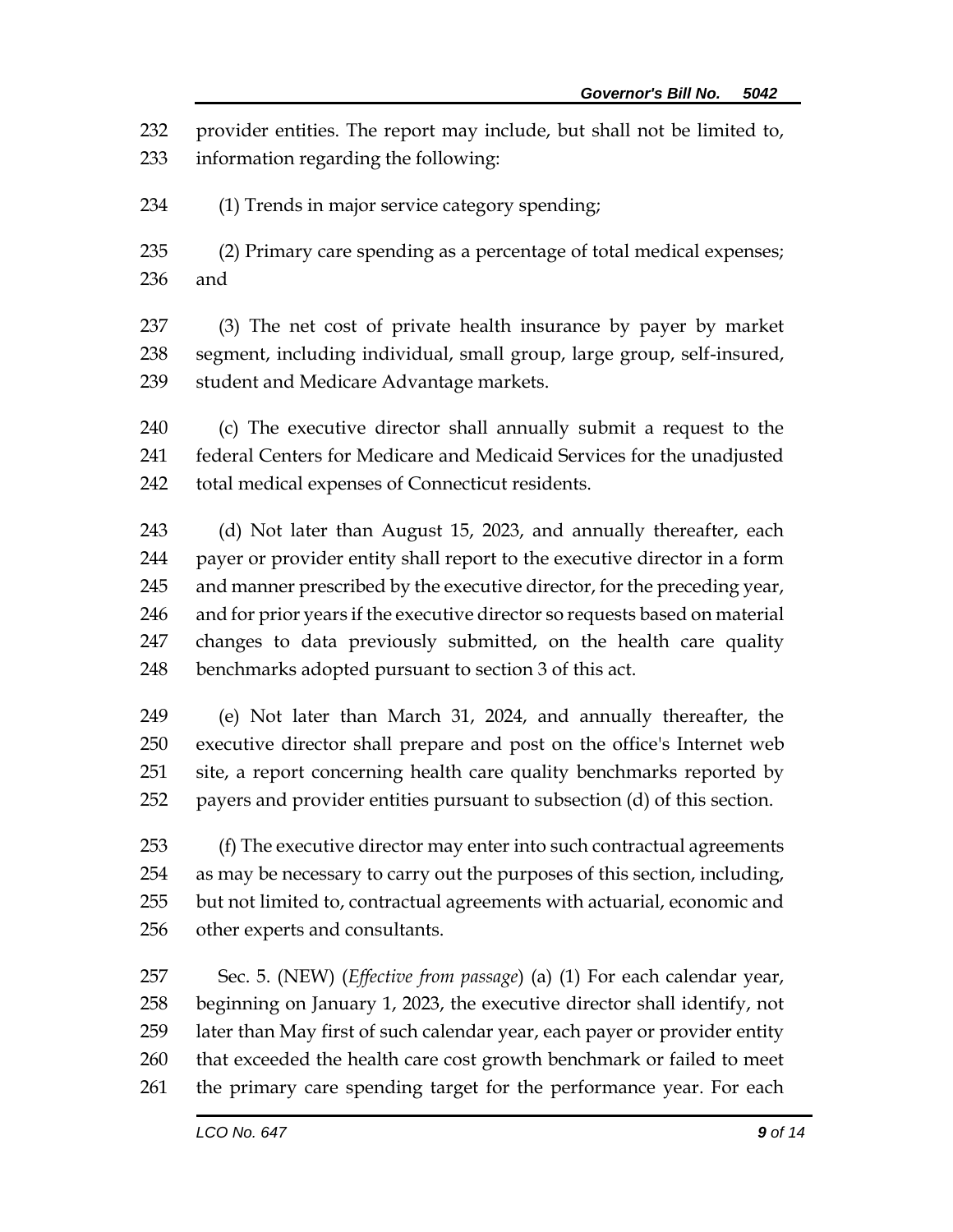provider entities. The report may include, but shall not be limited to, information regarding the following:

(1) Trends in major service category spending;

(2) Primary care spending as a percentage of total medical expenses; and

(3) The net cost of private health insurance by payer by market segment, including individual, small group, large group, self-insured, student and Medicare Advantage markets.

(c) The executive director shall annually submit a request to the federal Centers for Medicare and Medicaid Services for the unadjusted total medical expenses of Connecticut residents.

(d) Not later than August 15, 2023, and annually thereafter, each payer or provider entity shall report to the executive director in a form and manner prescribed by the executive director, for the preceding year, and for prior years if the executive director so requests based on material changes to data previously submitted, on the health care quality benchmarks adopted pursuant to section 3 of this act.

(e) Not later than March 31, 2024, and annually thereafter, the executive director shall prepare and post on the office's Internet web site, a report concerning health care quality benchmarks reported by payers and provider entities pursuant to subsection (d) of this section.

(f) The executive director may enter into such contractual agreements as may be necessary to carry out the purposes of this section, including, but not limited to, contractual agreements with actuarial, economic and other experts and consultants.

Sec. 5. (NEW) (*Effective from passage*) (a) (1) For each calendar year, beginning on January 1, 2023, the executive director shall identify, not later than May first of such calendar year, each payer or provider entity that exceeded the health care cost growth benchmark or failed to meet the primary care spending target for the performance year. For each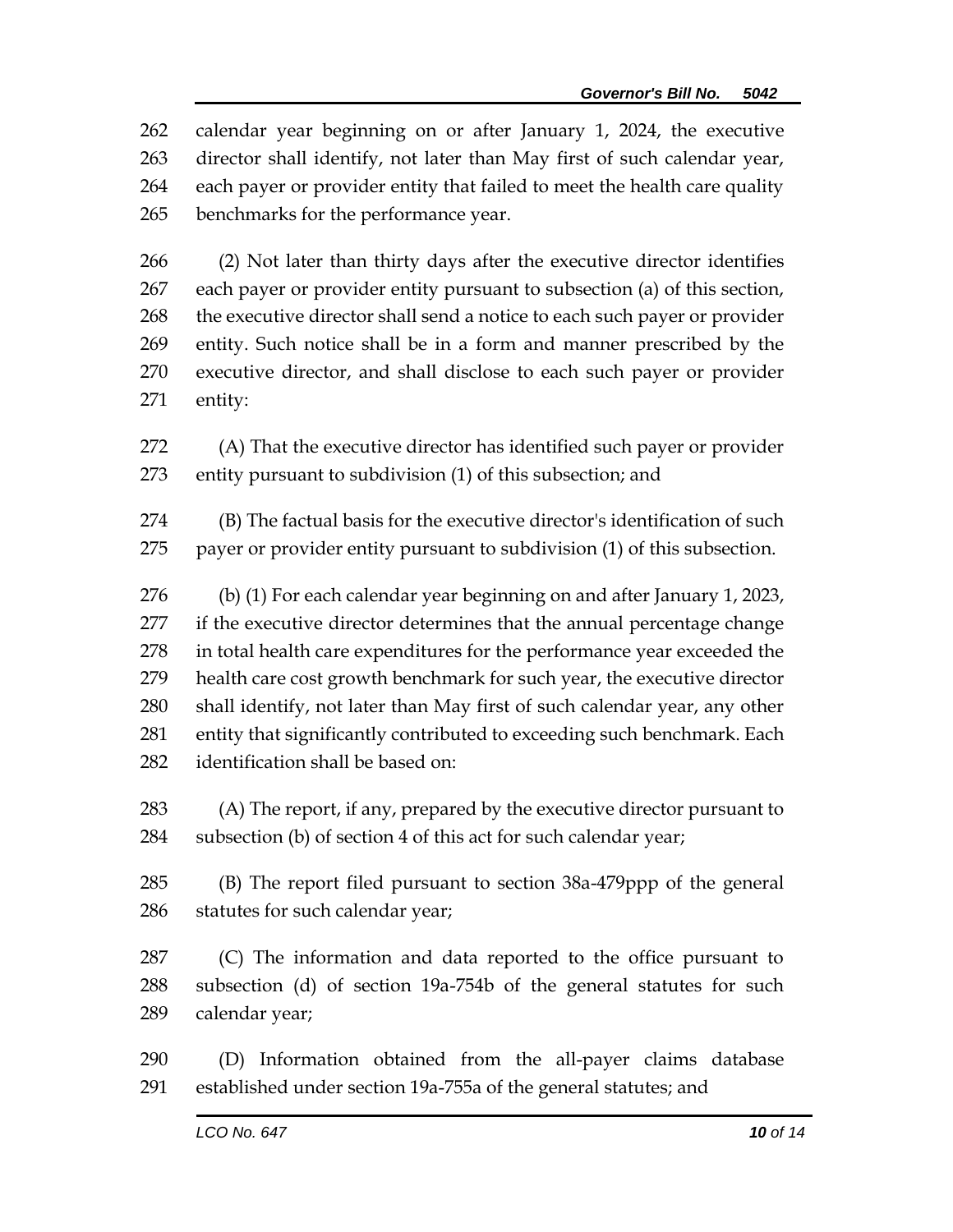calendar year beginning on or after January 1, 2024, the executive director shall identify, not later than May first of such calendar year, each payer or provider entity that failed to meet the health care quality benchmarks for the performance year.

(2) Not later than thirty days after the executive director identifies each payer or provider entity pursuant to subsection (a) of this section, the executive director shall send a notice to each such payer or provider entity. Such notice shall be in a form and manner prescribed by the executive director, and shall disclose to each such payer or provider entity:

(A) That the executive director has identified such payer or provider entity pursuant to subdivision (1) of this subsection; and

(B) The factual basis for the executive director's identification of such payer or provider entity pursuant to subdivision (1) of this subsection.

(b) (1) For each calendar year beginning on and after January 1, 2023, if the executive director determines that the annual percentage change in total health care expenditures for the performance year exceeded the health care cost growth benchmark for such year, the executive director shall identify, not later than May first of such calendar year, any other entity that significantly contributed to exceeding such benchmark. Each identification shall be based on:

(A) The report, if any, prepared by the executive director pursuant to subsection (b) of section 4 of this act for such calendar year;

(B) The report filed pursuant to section 38a-479ppp of the general statutes for such calendar year;

(C) The information and data reported to the office pursuant to subsection (d) of section 19a-754b of the general statutes for such calendar year;

(D) Information obtained from the all-payer claims database established under section 19a-755a of the general statutes; and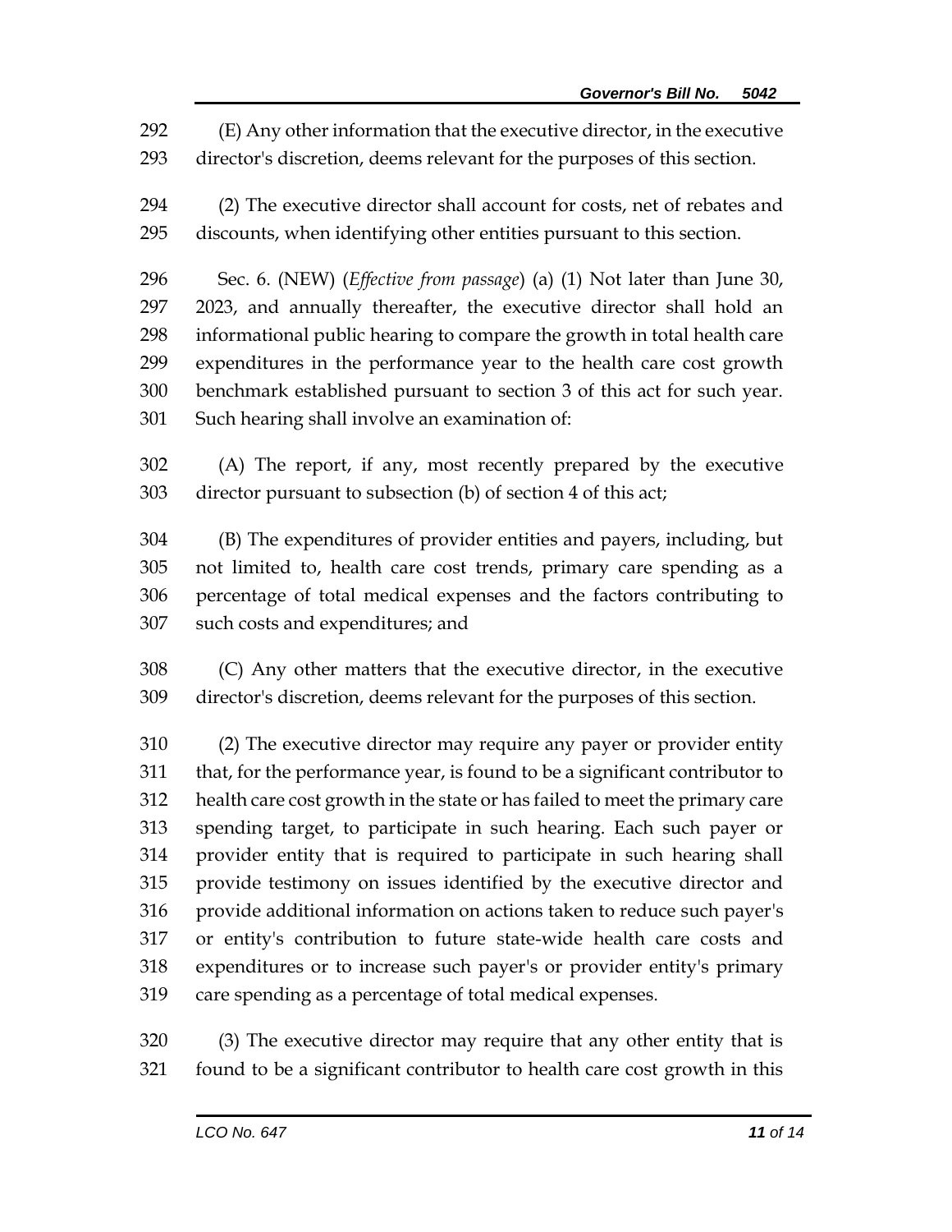(E) Any other information that the executive director, in the executive director's discretion, deems relevant for the purposes of this section.

(2) The executive director shall account for costs, net of rebates and discounts, when identifying other entities pursuant to this section.

Sec. 6. (NEW) (*Effective from passage*) (a) (1) Not later than June 30, 2023, and annually thereafter, the executive director shall hold an informational public hearing to compare the growth in total health care expenditures in the performance year to the health care cost growth benchmark established pursuant to section 3 of this act for such year. Such hearing shall involve an examination of:

(A) The report, if any, most recently prepared by the executive director pursuant to subsection (b) of section 4 of this act;

(B) The expenditures of provider entities and payers, including, but not limited to, health care cost trends, primary care spending as a percentage of total medical expenses and the factors contributing to such costs and expenditures; and

(C) Any other matters that the executive director, in the executive director's discretion, deems relevant for the purposes of this section.

(2) The executive director may require any payer or provider entity that, for the performance year, is found to be a significant contributor to health care cost growth in the state or has failed to meet the primary care spending target, to participate in such hearing. Each such payer or provider entity that is required to participate in such hearing shall provide testimony on issues identified by the executive director and provide additional information on actions taken to reduce such payer's or entity's contribution to future state-wide health care costs and expenditures or to increase such payer's or provider entity's primary care spending as a percentage of total medical expenses.

(3) The executive director may require that any other entity that is found to be a significant contributor to health care cost growth in this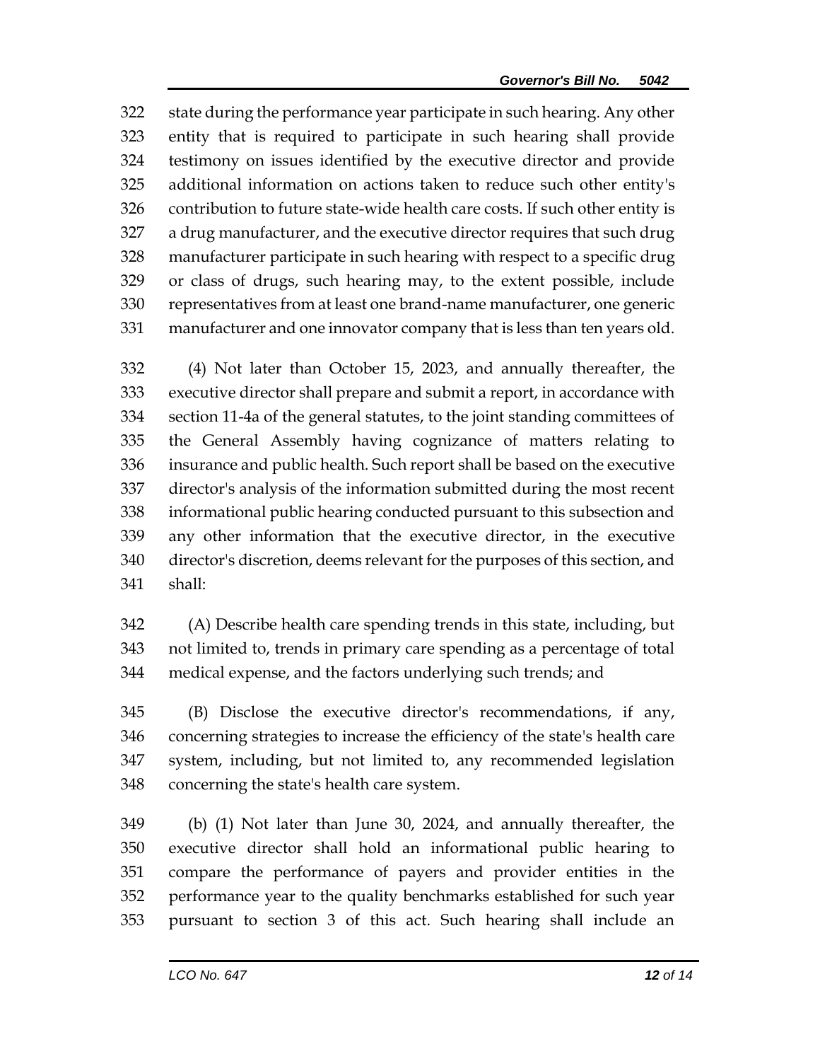state during the performance year participate in such hearing. Any other entity that is required to participate in such hearing shall provide testimony on issues identified by the executive director and provide additional information on actions taken to reduce such other entity's contribution to future state-wide health care costs. If such other entity is a drug manufacturer, and the executive director requires that such drug manufacturer participate in such hearing with respect to a specific drug or class of drugs, such hearing may, to the extent possible, include representatives from at least one brand-name manufacturer, one generic manufacturer and one innovator company that is less than ten years old.

(4) Not later than October 15, 2023, and annually thereafter, the executive director shall prepare and submit a report, in accordance with section 11-4a of the general statutes, to the joint standing committees of the General Assembly having cognizance of matters relating to insurance and public health. Such report shall be based on the executive director's analysis of the information submitted during the most recent informational public hearing conducted pursuant to this subsection and any other information that the executive director, in the executive director's discretion, deems relevant for the purposes of this section, and shall:

(A) Describe health care spending trends in this state, including, but not limited to, trends in primary care spending as a percentage of total medical expense, and the factors underlying such trends; and

(B) Disclose the executive director's recommendations, if any, concerning strategies to increase the efficiency of the state's health care system, including, but not limited to, any recommended legislation concerning the state's health care system.

(b) (1) Not later than June 30, 2024, and annually thereafter, the executive director shall hold an informational public hearing to compare the performance of payers and provider entities in the performance year to the quality benchmarks established for such year pursuant to section 3 of this act. Such hearing shall include an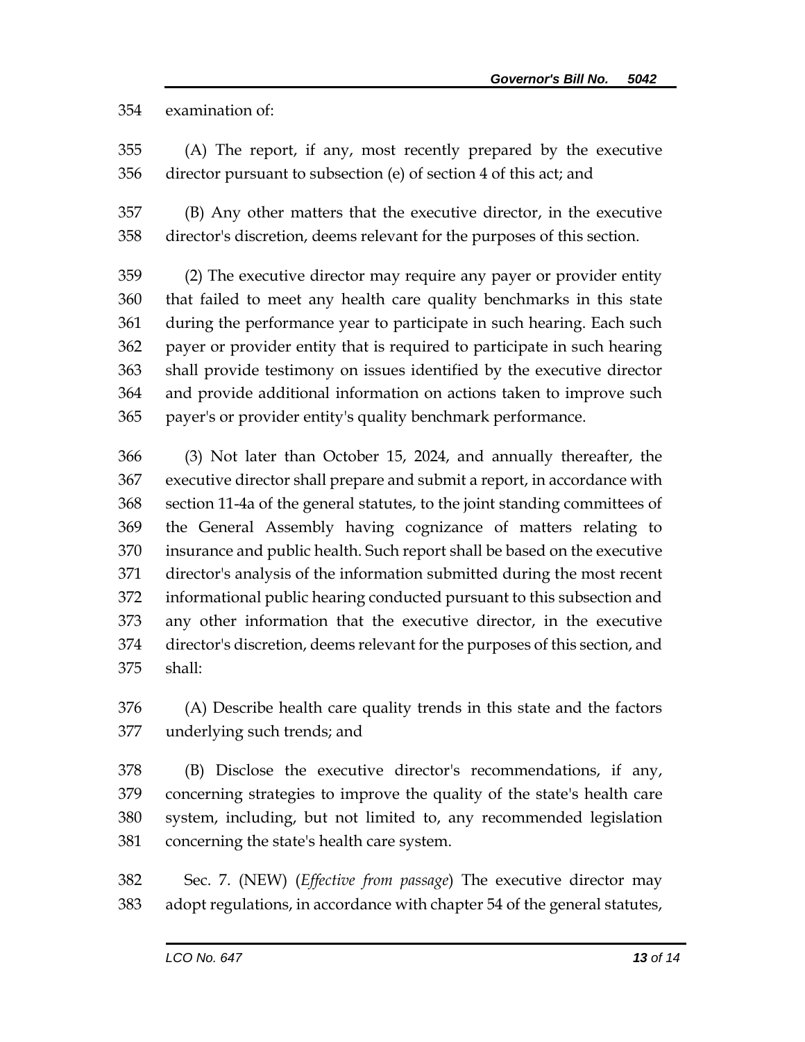examination of:

(A) The report, if any, most recently prepared by the executive director pursuant to subsection (e) of section 4 of this act; and

(B) Any other matters that the executive director, in the executive director's discretion, deems relevant for the purposes of this section.

(2) The executive director may require any payer or provider entity that failed to meet any health care quality benchmarks in this state during the performance year to participate in such hearing. Each such payer or provider entity that is required to participate in such hearing shall provide testimony on issues identified by the executive director and provide additional information on actions taken to improve such payer's or provider entity's quality benchmark performance.

(3) Not later than October 15, 2024, and annually thereafter, the executive director shall prepare and submit a report, in accordance with section 11-4a of the general statutes, to the joint standing committees of the General Assembly having cognizance of matters relating to insurance and public health. Such report shall be based on the executive director's analysis of the information submitted during the most recent informational public hearing conducted pursuant to this subsection and any other information that the executive director, in the executive director's discretion, deems relevant for the purposes of this section, and shall:

(A) Describe health care quality trends in this state and the factors underlying such trends; and

(B) Disclose the executive director's recommendations, if any, concerning strategies to improve the quality of the state's health care system, including, but not limited to, any recommended legislation concerning the state's health care system.

Sec. 7. (NEW) (*Effective from passage*) The executive director may adopt regulations, in accordance with chapter 54 of the general statutes,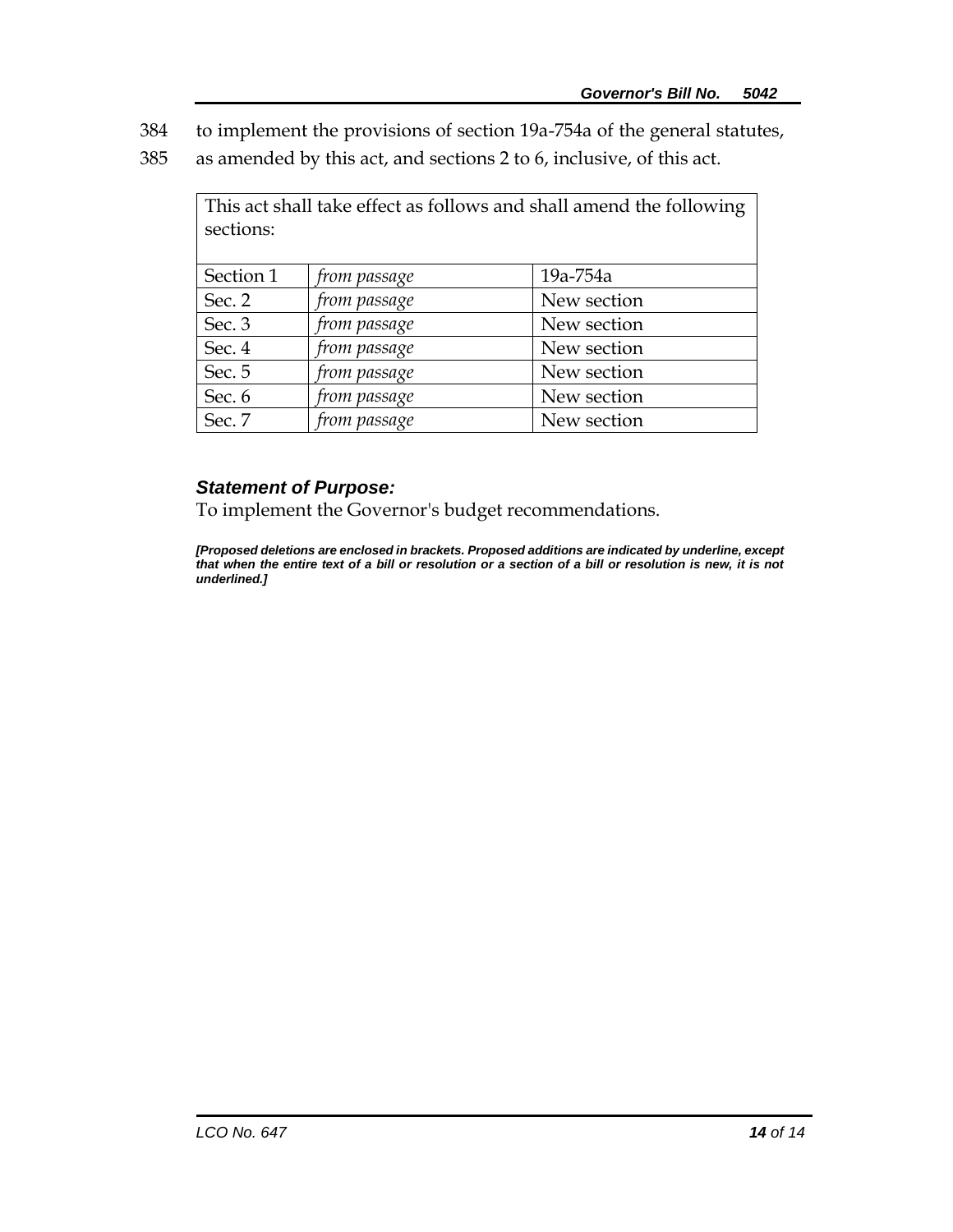384 to implement the provisions of section 19a-754a of the general statutes,
385 as amended by this act, and sections 2 to 6, inclusive, of this act.

| This act shall take effect as follows and shall amend the following sections: | | |
|---|---|---|
| Section 1 | *from passage* | 19a-754a |
| Sec. 2 | *from passage* | New section |
| Sec. 3 | *from passage* | New section |
| Sec. 4 | *from passage* | New section |
| Sec. 5 | *from passage* | New section |
| Sec. 6 | *from passage* | New section |
| Sec. 7 | *from passage* | New section |

### *Statement of Purpose:*

To implement the Governor's budget recommendations.

***[Proposed deletions are enclosed in brackets. Proposed additions are indicated by underline, except that when the entire text of a bill or resolution or a section of a bill or resolution is new, it is not underlined.]***